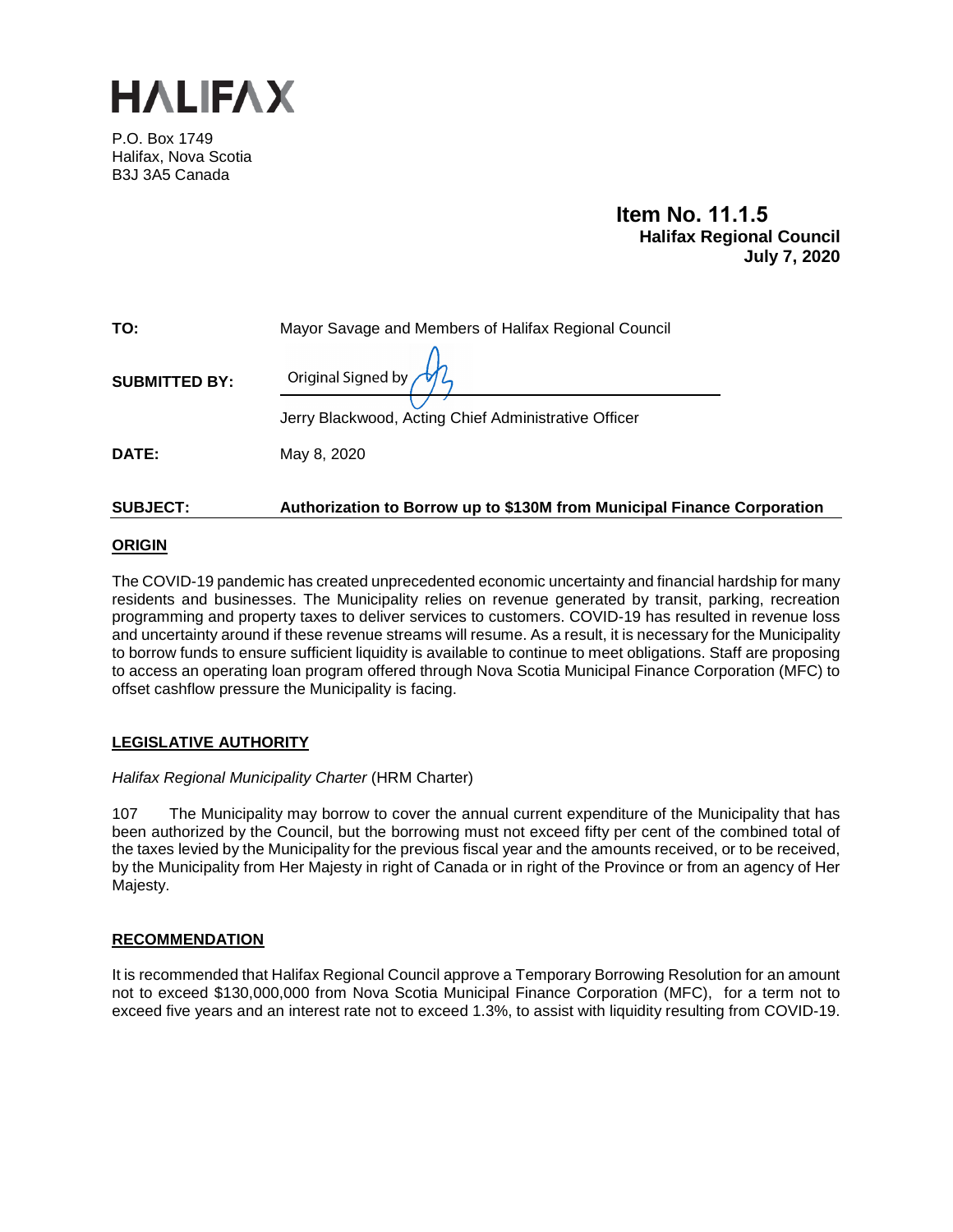# HALIFAX

P.O. Box 1749
Halifax, Nova Scotia
B3J 3A5 Canada

**Item No. 11.1.5**
**Halifax Regional Council**
**July 7, 2020**

**TO:** Mayor Savage and Members of Halifax Regional Council

**SUBMITTED BY:** Original Signed by

Jerry Blackwood, Acting Chief Administrative Officer

**DATE:** May 8, 2020

**SUBJECT:** **Authorization to Borrow up to $130M from Municipal Finance Corporation**

## ORIGIN

The COVID-19 pandemic has created unprecedented economic uncertainty and financial hardship for many residents and businesses. The Municipality relies on revenue generated by transit, parking, recreation programming and property taxes to deliver services to customers. COVID-19 has resulted in revenue loss and uncertainty around if these revenue streams will resume. As a result, it is necessary for the Municipality to borrow funds to ensure sufficient liquidity is available to continue to meet obligations. Staff are proposing to access an operating loan program offered through Nova Scotia Municipal Finance Corporation (MFC) to offset cashflow pressure the Municipality is facing.

## LEGISLATIVE AUTHORITY

*Halifax Regional Municipality Charter* (HRM Charter)

107 The Municipality may borrow to cover the annual current expenditure of the Municipality that has been authorized by the Council, but the borrowing must not exceed fifty per cent of the combined total of the taxes levied by the Municipality for the previous fiscal year and the amounts received, or to be received, by the Municipality from Her Majesty in right of Canada or in right of the Province or from an agency of Her Majesty.

## RECOMMENDATION

It is recommended that Halifax Regional Council approve a Temporary Borrowing Resolution for an amount not to exceed $130,000,000 from Nova Scotia Municipal Finance Corporation (MFC), for a term not to exceed five years and an interest rate not to exceed 1.3%, to assist with liquidity resulting from COVID-19.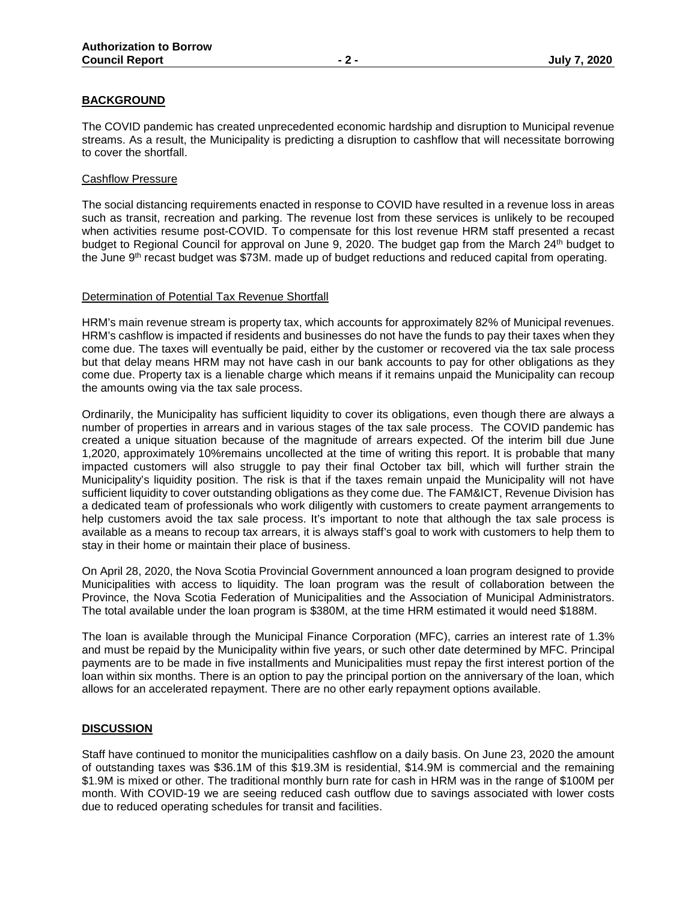## BACKGROUND

The COVID pandemic has created unprecedented economic hardship and disruption to Municipal revenue streams. As a result, the Municipality is predicting a disruption to cashflow that will necessitate borrowing to cover the shortfall.

### Cashflow Pressure

The social distancing requirements enacted in response to COVID have resulted in a revenue loss in areas such as transit, recreation and parking. The revenue lost from these services is unlikely to be recouped when activities resume post-COVID. To compensate for this lost revenue HRM staff presented a recast budget to Regional Council for approval on June 9, 2020. The budget gap from the March 24th budget to the June 9th recast budget was $73M. made up of budget reductions and reduced capital from operating.

### Determination of Potential Tax Revenue Shortfall

HRM's main revenue stream is property tax, which accounts for approximately 82% of Municipal revenues. HRM's cashflow is impacted if residents and businesses do not have the funds to pay their taxes when they come due. The taxes will eventually be paid, either by the customer or recovered via the tax sale process but that delay means HRM may not have cash in our bank accounts to pay for other obligations as they come due. Property tax is a lienable charge which means if it remains unpaid the Municipality can recoup the amounts owing via the tax sale process.

Ordinarily, the Municipality has sufficient liquidity to cover its obligations, even though there are always a number of properties in arrears and in various stages of the tax sale process. The COVID pandemic has created a unique situation because of the magnitude of arrears expected. Of the interim bill due June 1,2020, approximately 10%remains uncollected at the time of writing this report. It is probable that many impacted customers will also struggle to pay their final October tax bill, which will further strain the Municipality's liquidity position. The risk is that if the taxes remain unpaid the Municipality will not have sufficient liquidity to cover outstanding obligations as they come due. The FAM&ICT, Revenue Division has a dedicated team of professionals who work diligently with customers to create payment arrangements to help customers avoid the tax sale process. It's important to note that although the tax sale process is available as a means to recoup tax arrears, it is always staff's goal to work with customers to help them to stay in their home or maintain their place of business.

On April 28, 2020, the Nova Scotia Provincial Government announced a loan program designed to provide Municipalities with access to liquidity. The loan program was the result of collaboration between the Province, the Nova Scotia Federation of Municipalities and the Association of Municipal Administrators. The total available under the loan program is $380M, at the time HRM estimated it would need $188M.

The loan is available through the Municipal Finance Corporation (MFC), carries an interest rate of 1.3% and must be repaid by the Municipality within five years, or such other date determined by MFC. Principal payments are to be made in five installments and Municipalities must repay the first interest portion of the loan within six months. There is an option to pay the principal portion on the anniversary of the loan, which allows for an accelerated repayment. There are no other early repayment options available.

## DISCUSSION

Staff have continued to monitor the municipalities cashflow on a daily basis. On June 23, 2020 the amount of outstanding taxes was $36.1M of this $19.3M is residential, $14.9M is commercial and the remaining $1.9M is mixed or other. The traditional monthly burn rate for cash in HRM was in the range of $100M per month. With COVID-19 we are seeing reduced cash outflow due to savings associated with lower costs due to reduced operating schedules for transit and facilities.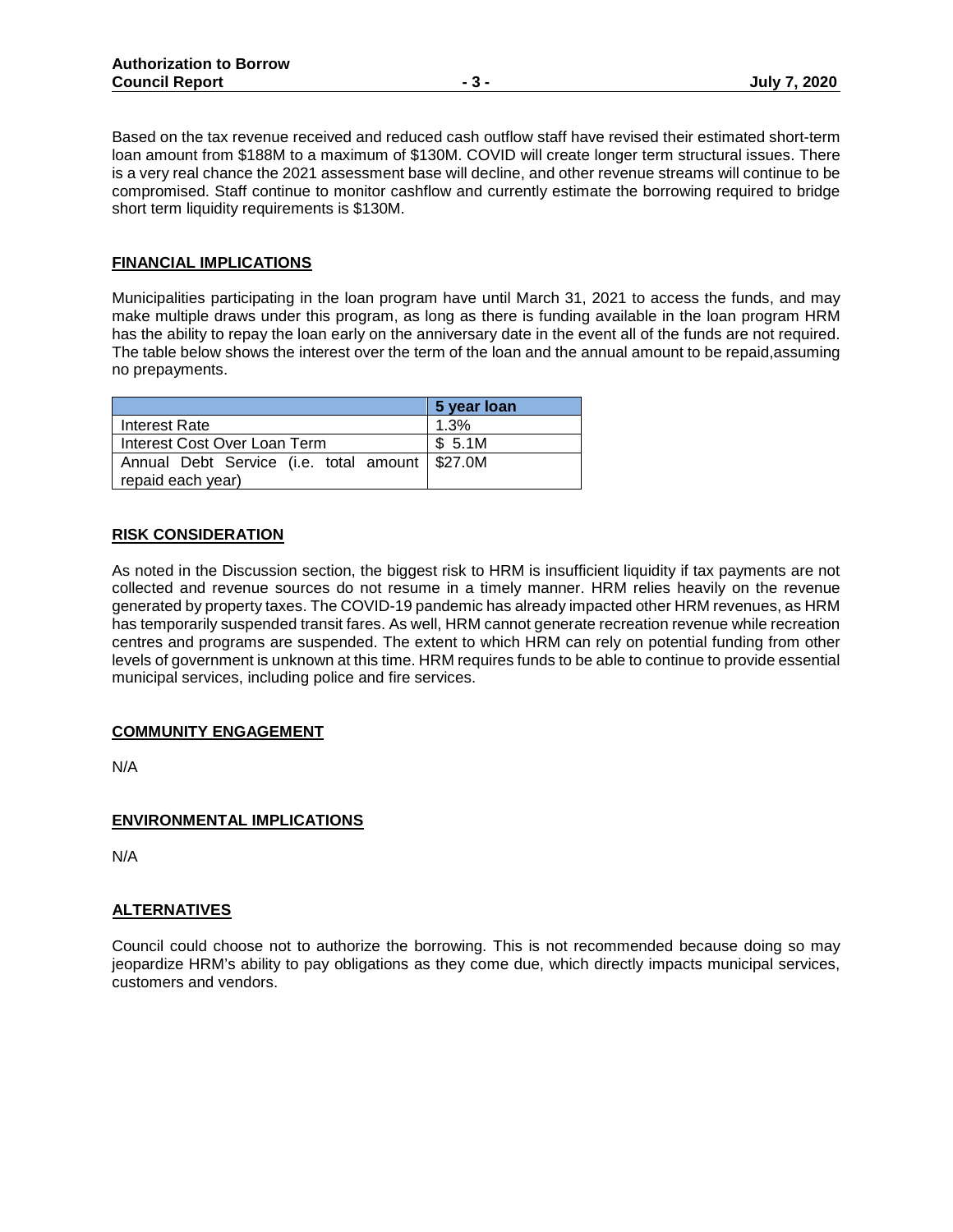Based on the tax revenue received and reduced cash outflow staff have revised their estimated short-term loan amount from $188M to a maximum of $130M. COVID will create longer term structural issues. There is a very real chance the 2021 assessment base will decline, and other revenue streams will continue to be compromised. Staff continue to monitor cashflow and currently estimate the borrowing required to bridge short term liquidity requirements is $130M.

## FINANCIAL IMPLICATIONS

Municipalities participating in the loan program have until March 31, 2021 to access the funds, and may make multiple draws under this program, as long as there is funding available in the loan program HRM has the ability to repay the loan early on the anniversary date in the event all of the funds are not required. The table below shows the interest over the term of the loan and the annual amount to be repaid,assuming no prepayments.

| | 5 year loan |
|---|---|
| Interest Rate | 1.3% |
| Interest Cost Over Loan Term | $ 5.1M |
| Annual Debt Service (i.e. total amount repaid each year) | $27.0M |

## RISK CONSIDERATION

As noted in the Discussion section, the biggest risk to HRM is insufficient liquidity if tax payments are not collected and revenue sources do not resume in a timely manner. HRM relies heavily on the revenue generated by property taxes. The COVID-19 pandemic has already impacted other HRM revenues, as HRM has temporarily suspended transit fares. As well, HRM cannot generate recreation revenue while recreation centres and programs are suspended. The extent to which HRM can rely on potential funding from other levels of government is unknown at this time. HRM requires funds to be able to continue to provide essential municipal services, including police and fire services.

## COMMUNITY ENGAGEMENT

N/A

## ENVIRONMENTAL IMPLICATIONS

N/A

## ALTERNATIVES

Council could choose not to authorize the borrowing. This is not recommended because doing so may jeopardize HRM's ability to pay obligations as they come due, which directly impacts municipal services, customers and vendors.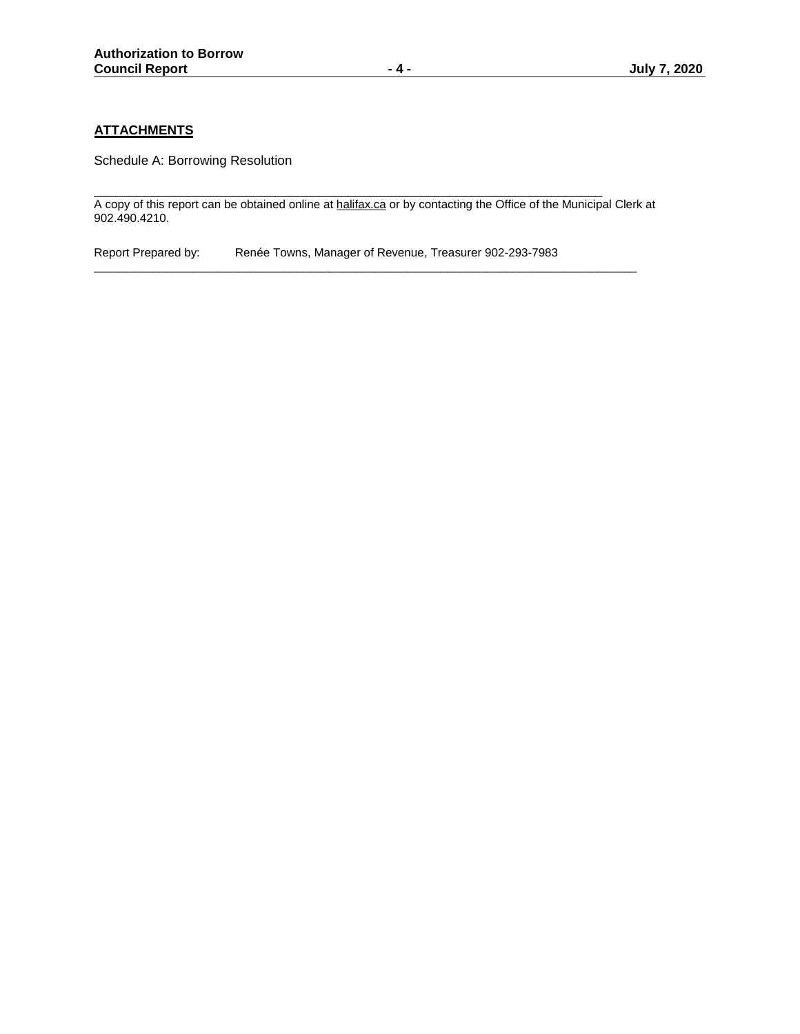## ATTACHMENTS

Schedule A: Borrowing Resolution

---

A copy of this report can be obtained online at halifax.ca or by contacting the Office of the Municipal Clerk at 902.490.4210.

Report Prepared by: Renée Towns, Manager of Revenue, Treasurer 902-293-7983

---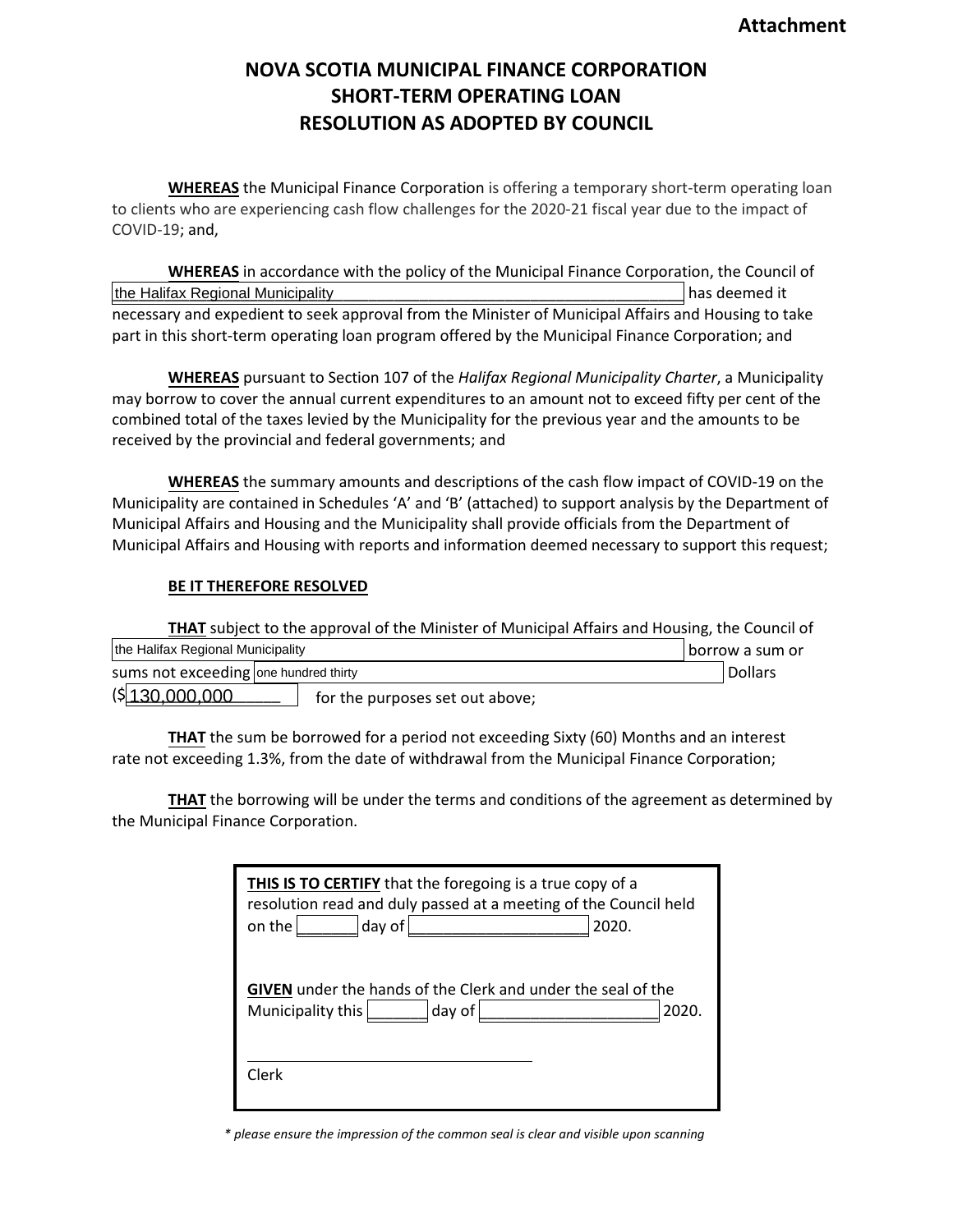**Attachment**

# NOVA SCOTIA MUNICIPAL FINANCE CORPORATION
# SHORT-TERM OPERATING LOAN
# RESOLUTION AS ADOPTED BY COUNCIL

**WHEREAS** the Municipal Finance Corporation is offering a temporary short-term operating loan to clients who are experiencing cash flow challenges for the 2020-21 fiscal year due to the impact of COVID-19; and,

**WHEREAS** in accordance with the policy of the Municipal Finance Corporation, the Council of the Halifax Regional Municipality has deemed it necessary and expedient to seek approval from the Minister of Municipal Affairs and Housing to take part in this short-term operating loan program offered by the Municipal Finance Corporation; and

**WHEREAS** pursuant to Section 107 of the *Halifax Regional Municipality Charter*, a Municipality may borrow to cover the annual current expenditures to an amount not to exceed fifty per cent of the combined total of the taxes levied by the Municipality for the previous year and the amounts to be received by the provincial and federal governments; and

**WHEREAS** the summary amounts and descriptions of the cash flow impact of COVID-19 on the Municipality are contained in Schedules 'A' and 'B' (attached) to support analysis by the Department of Municipal Affairs and Housing and the Municipality shall provide officials from the Department of Municipal Affairs and Housing with reports and information deemed necessary to support this request;

**BE IT THEREFORE RESOLVED**

**THAT** subject to the approval of the Minister of Municipal Affairs and Housing, the Council of the Halifax Regional Municipality borrow a sum or sums not exceeding one hundred thirty Dollars ($130,000,000) for the purposes set out above;

**THAT** the sum be borrowed for a period not exceeding Sixty (60) Months and an interest rate not exceeding 1.3%, from the date of withdrawal from the Municipal Finance Corporation;

**THAT** the borrowing will be under the terms and conditions of the agreement as determined by the Municipal Finance Corporation.

**THIS IS TO CERTIFY** that the foregoing is a true copy of a resolution read and duly passed at a meeting of the Council held on the _______ day of ____________________ 2020.

**GIVEN** under the hands of the Clerk and under the seal of the Municipality this _______ day of ____________________ 2020.

___________________________________
Clerk

*\* please ensure the impression of the common seal is clear and visible upon scanning*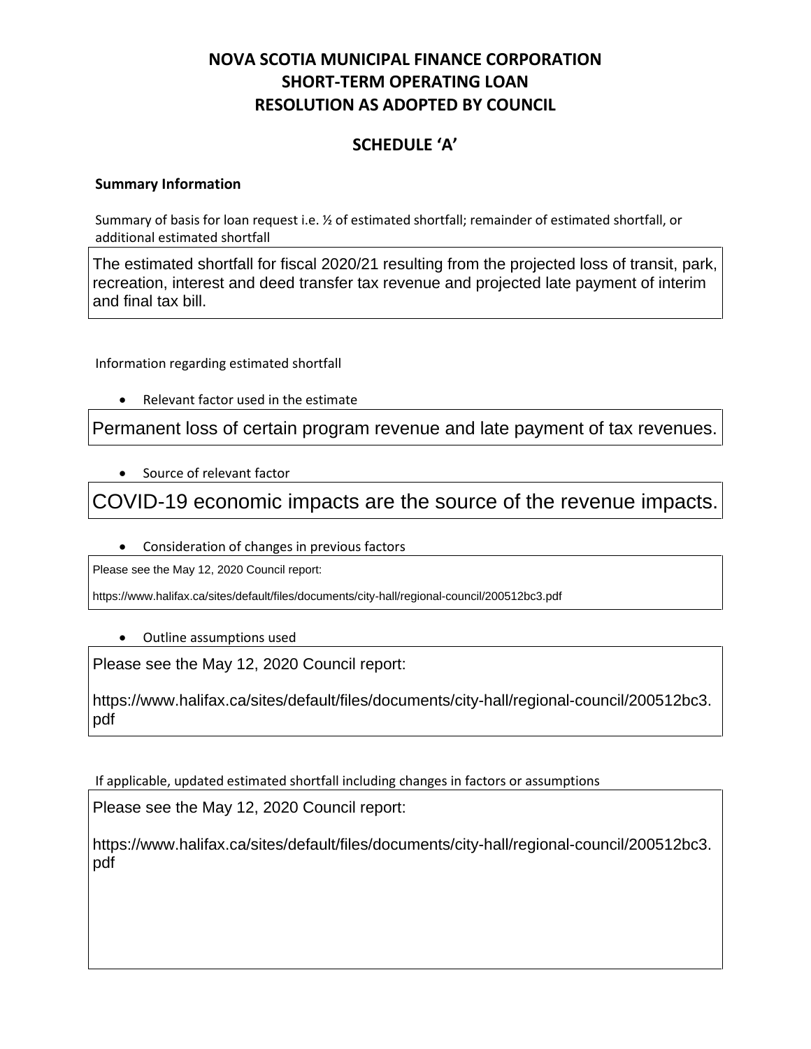# NOVA SCOTIA MUNICIPAL FINANCE CORPORATION
# SHORT-TERM OPERATING LOAN
# RESOLUTION AS ADOPTED BY COUNCIL

## SCHEDULE 'A'

**Summary Information**

Summary of basis for loan request i.e. ½ of estimated shortfall; remainder of estimated shortfall, or additional estimated shortfall

The estimated shortfall for fiscal 2020/21 resulting from the projected loss of transit, park, recreation, interest and deed transfer tax revenue and projected late payment of interim and final tax bill.

Information regarding estimated shortfall

- Relevant factor used in the estimate

Permanent loss of certain program revenue and late payment of tax revenues.

- Source of relevant factor

COVID-19 economic impacts are the source of the revenue impacts.

- Consideration of changes in previous factors

Please see the May 12, 2020 Council report:

https://www.halifax.ca/sites/default/files/documents/city-hall/regional-council/200512bc3.pdf

- Outline assumptions used

Please see the May 12, 2020 Council report:

https://www.halifax.ca/sites/default/files/documents/city-hall/regional-council/200512bc3.pdf

If applicable, updated estimated shortfall including changes in factors or assumptions

Please see the May 12, 2020 Council report:

https://www.halifax.ca/sites/default/files/documents/city-hall/regional-council/200512bc3.pdf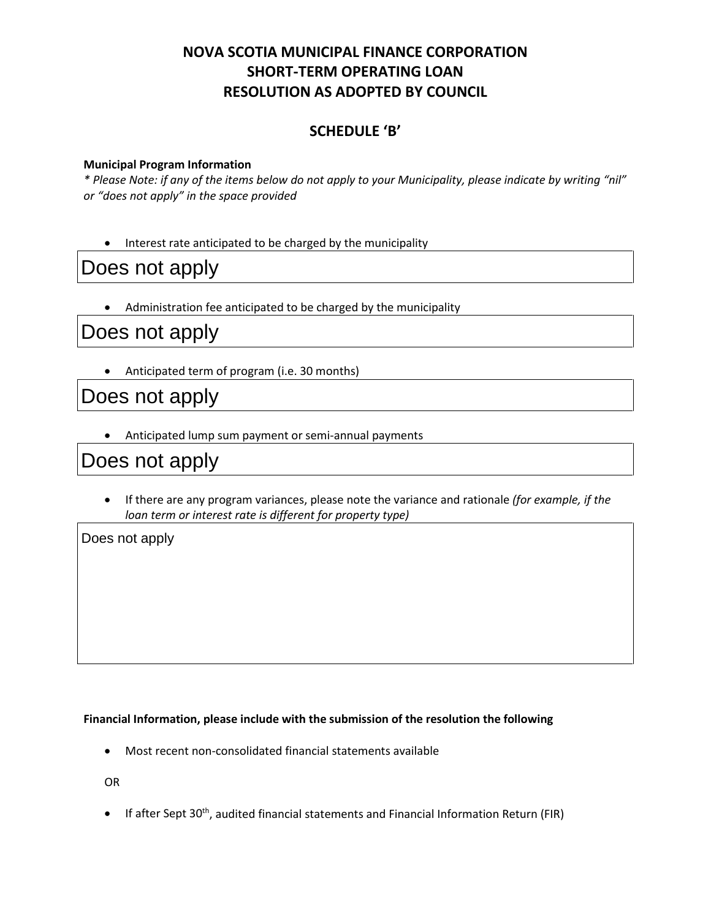# NOVA SCOTIA MUNICIPAL FINANCE CORPORATION
# SHORT-TERM OPERATING LOAN
# RESOLUTION AS ADOPTED BY COUNCIL

## SCHEDULE 'B'

**Municipal Program Information**

*\* Please Note: if any of the items below do not apply to your Municipality, please indicate by writing "nil" or "does not apply" in the space provided*

- Interest rate anticipated to be charged by the municipality

Does not apply

- Administration fee anticipated to be charged by the municipality

Does not apply

- Anticipated term of program (i.e. 30 months)

Does not apply

- Anticipated lump sum payment or semi-annual payments

Does not apply

- If there are any program variances, please note the variance and rationale *(for example, if the loan term or interest rate is different for property type)*

Does not apply

**Financial Information, please include with the submission of the resolution the following**

- Most recent non-consolidated financial statements available

OR

- If after Sept 30th, audited financial statements and Financial Information Return (FIR)